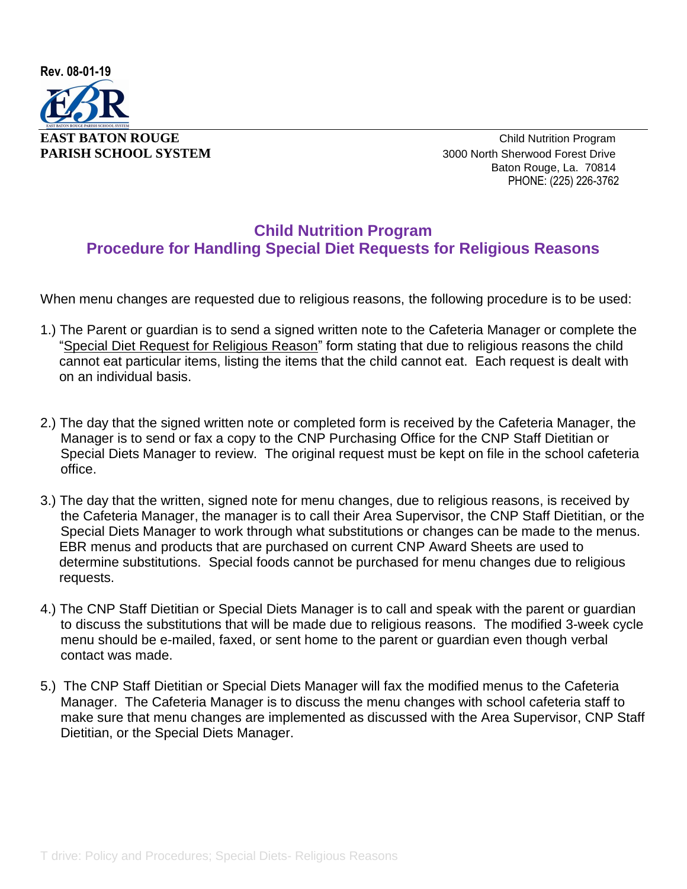Rev. 08-01-19

**EAST BATON ROUGE**
**PARISH SCHOOL SYSTEM**

Child Nutrition Program
3000 North Sherwood Forest Drive
Baton Rouge, La. 70814
PHONE: (225) 226-3762

## Child Nutrition Program
## Procedure for Handling Special Diet Requests for Religious Reasons

When menu changes are requested due to religious reasons, the following procedure is to be used:

1.) The Parent or guardian is to send a signed written note to the Cafeteria Manager or complete the "Special Diet Request for Religious Reason" form stating that due to religious reasons the child cannot eat particular items, listing the items that the child cannot eat. Each request is dealt with on an individual basis.

2.) The day that the signed written note or completed form is received by the Cafeteria Manager, the Manager is to send or fax a copy to the CNP Purchasing Office for the CNP Staff Dietitian or Special Diets Manager to review. The original request must be kept on file in the school cafeteria office.

3.) The day that the written, signed note for menu changes, due to religious reasons, is received by the Cafeteria Manager, the manager is to call their Area Supervisor, the CNP Staff Dietitian, or the Special Diets Manager to work through what substitutions or changes can be made to the menus. EBR menus and products that are purchased on current CNP Award Sheets are used to determine substitutions. Special foods cannot be purchased for menu changes due to religious requests.

4.) The CNP Staff Dietitian or Special Diets Manager is to call and speak with the parent or guardian to discuss the substitutions that will be made due to religious reasons. The modified 3-week cycle menu should be e-mailed, faxed, or sent home to the parent or guardian even though verbal contact was made.

5.) The CNP Staff Dietitian or Special Diets Manager will fax the modified menus to the Cafeteria Manager. The Cafeteria Manager is to discuss the menu changes with school cafeteria staff to make sure that menu changes are implemented as discussed with the Area Supervisor, CNP Staff Dietitian, or the Special Diets Manager.

T drive: Policy and Procedures; Special Diets- Religious Reasons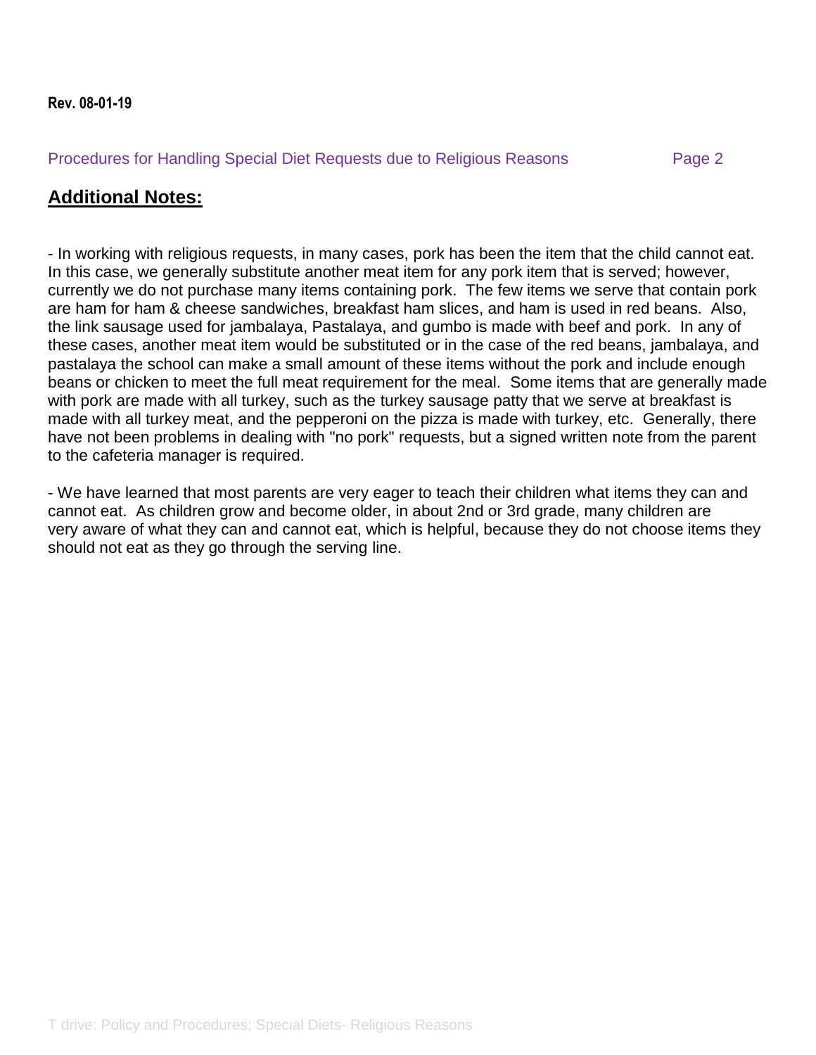## Additional Notes:

- In working with religious requests, in many cases, pork has been the item that the child cannot eat. In this case, we generally substitute another meat item for any pork item that is served; however, currently we do not purchase many items containing pork. The few items we serve that contain pork are ham for ham & cheese sandwiches, breakfast ham slices, and ham is used in red beans. Also, the link sausage used for jambalaya, Pastalaya, and gumbo is made with beef and pork. In any of these cases, another meat item would be substituted or in the case of the red beans, jambalaya, and pastalaya the school can make a small amount of these items without the pork and include enough beans or chicken to meet the full meat requirement for the meal. Some items that are generally made with pork are made with all turkey, such as the turkey sausage patty that we serve at breakfast is made with all turkey meat, and the pepperoni on the pizza is made with turkey, etc. Generally, there have not been problems in dealing with "no pork" requests, but a signed written note from the parent to the cafeteria manager is required.

- We have learned that most parents are very eager to teach their children what items they can and cannot eat. As children grow and become older, in about 2nd or 3rd grade, many children are very aware of what they can and cannot eat, which is helpful, because they do not choose items they should not eat as they go through the serving line.